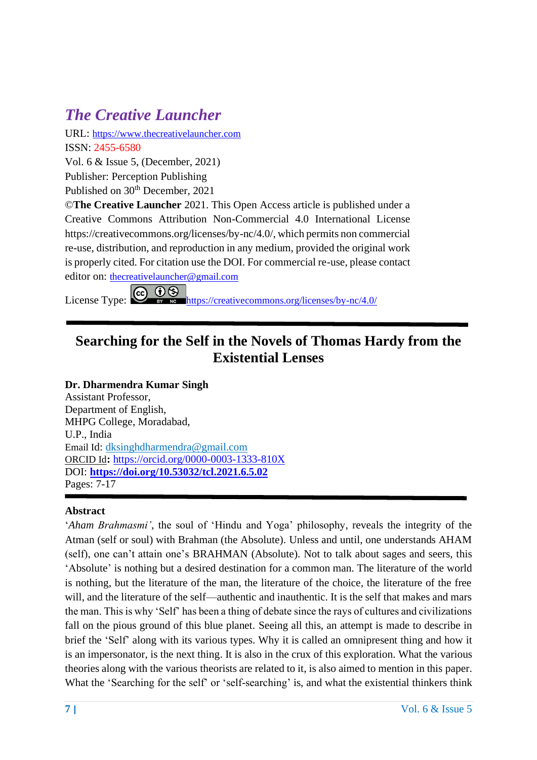*The Creative Launcher*

URL: https://www.thecreativelauncher.com

ISSN: 2455-6580

Vol. 6 & Issue 5, (December, 2021)

Publisher: Perception Publishing

Published on 30th December, 2021

©**The Creative Launcher** 2021. This Open Access article is published under a Creative Commons Attribution Non-Commercial 4.0 International License https://creativecommons.org/licenses/by-nc/4.0/, which permits non commercial re-use, distribution, and reproduction in any medium, provided the original work is properly cited. For citation use the DOI. For commercial re-use, please contact editor on: thecreativelauncher@gmail.com

License Type: https://creativecommons.org/licenses/by-nc/4.0/

# Searching for the Self in the Novels of Thomas Hardy from the Existential Lenses

**Dr. Dharmendra Kumar Singh**

Assistant Professor,

Department of English,

MHPG College, Moradabad,

U.P., India

Email Id: dksinghdharmendra@gmail.com

ORCID Id**:** https://orcid.org/0000-0003-1333-810X

DOI: **https://doi.org/10.53032/tcl.2021.6.5.02**

Pages: 7-17

## Abstract

'*Aham Brahmasmi'*, the soul of 'Hindu and Yoga' philosophy, reveals the integrity of the Atman (self or soul) with Brahman (the Absolute). Unless and until, one understands AHAM (self), one can't attain one's BRAHMAN (Absolute). Not to talk about sages and seers, this 'Absolute' is nothing but a desired destination for a common man. The literature of the world is nothing, but the literature of the man, the literature of the choice, the literature of the free will, and the literature of the self—authentic and inauthentic. It is the self that makes and mars the man. This is why 'Self' has been a thing of debate since the rays of cultures and civilizations fall on the pious ground of this blue planet. Seeing all this, an attempt is made to describe in brief the 'Self' along with its various types. Why it is called an omnipresent thing and how it is an impersonator, is the next thing. It is also in the crux of this exploration. What the various theories along with the various theorists are related to it, is also aimed to mention in this paper. What the 'Searching for the self' or 'self-searching' is, and what the existential thinkers think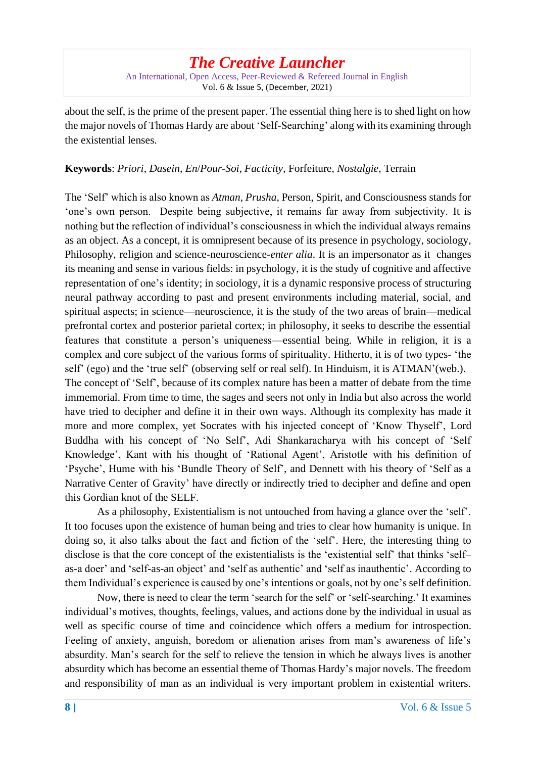about the self, is the prime of the present paper. The essential thing here is to shed light on how the major novels of Thomas Hardy are about 'Self-Searching' along with its examining through the existential lenses.

**Keywords**: *Priori*, *Dasein*, *En*/*Pour-Soi*, *Facticity*, Forfeiture, *Nostalgie*, Terrain

The 'Self' which is also known as *Atman*, *Prusha*, Person, Spirit, and Consciousness stands for 'one's own person. Despite being subjective, it remains far away from subjectivity. It is nothing but the reflection of individual's consciousness in which the individual always remains as an object. As a concept, it is omnipresent because of its presence in psychology, sociology, Philosophy, religion and science-neuroscience-*enter alia*. It is an impersonator as it changes its meaning and sense in various fields: in psychology, it is the study of cognitive and affective representation of one's identity; in sociology, it is a dynamic responsive process of structuring neural pathway according to past and present environments including material, social, and spiritual aspects; in science—neuroscience, it is the study of the two areas of brain—medical prefrontal cortex and posterior parietal cortex; in philosophy, it seeks to describe the essential features that constitute a person's uniqueness—essential being. While in religion, it is a complex and core subject of the various forms of spirituality. Hitherto, it is of two types- 'the self' (ego) and the 'true self' (observing self or real self). In Hinduism, it is ATMAN'(web.). The concept of 'Self', because of its complex nature has been a matter of debate from the time immemorial. From time to time, the sages and seers not only in India but also across the world have tried to decipher and define it in their own ways. Although its complexity has made it more and more complex, yet Socrates with his injected concept of 'Know Thyself', Lord Buddha with his concept of 'No Self', Adi Shankaracharya with his concept of 'Self Knowledge', Kant with his thought of 'Rational Agent', Aristotle with his definition of 'Psyche', Hume with his 'Bundle Theory of Self', and Dennett with his theory of 'Self as a Narrative Center of Gravity' have directly or indirectly tried to decipher and define and open this Gordian knot of the SELF.

As a philosophy, Existentialism is not untouched from having a glance over the 'self'. It too focuses upon the existence of human being and tries to clear how humanity is unique. In doing so, it also talks about the fact and fiction of the 'self'. Here, the interesting thing to disclose is that the core concept of the existentialists is the 'existential self' that thinks 'self–as-a doer' and 'self-as-an object' and 'self as authentic' and 'self as inauthentic'. According to them Individual's experience is caused by one's intentions or goals, not by one's self definition.

Now, there is need to clear the term 'search for the self' or 'self-searching.' It examines individual's motives, thoughts, feelings, values, and actions done by the individual in usual as well as specific course of time and coincidence which offers a medium for introspection. Feeling of anxiety, anguish, boredom or alienation arises from man's awareness of life's absurdity. Man's search for the self to relieve the tension in which he always lives is another absurdity which has become an essential theme of Thomas Hardy's major novels. The freedom and responsibility of man as an individual is very important problem in existential writers.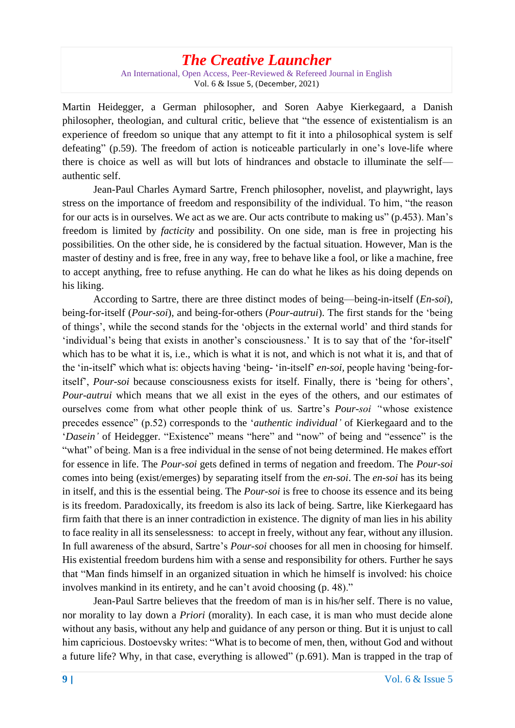Martin Heidegger, a German philosopher, and Soren Aabye Kierkegaard, a Danish philosopher, theologian, and cultural critic, believe that "the essence of existentialism is an experience of freedom so unique that any attempt to fit it into a philosophical system is self defeating" (p.59). The freedom of action is noticeable particularly in one's love-life where there is choice as well as will but lots of hindrances and obstacle to illuminate the self—authentic self.

Jean-Paul Charles Aymard Sartre, French philosopher, novelist, and playwright, lays stress on the importance of freedom and responsibility of the individual. To him, "the reason for our acts is in ourselves. We act as we are. Our acts contribute to making us" (p.453). Man's freedom is limited by *facticity* and possibility. On one side, man is free in projecting his possibilities. On the other side, he is considered by the factual situation. However, Man is the master of destiny and is free, free in any way, free to behave like a fool, or like a machine, free to accept anything, free to refuse anything. He can do what he likes as his doing depends on his liking.

According to Sartre, there are three distinct modes of being—being-in-itself (*En-soi*), being-for-itself (*Pour-soi*), and being-for-others (*Pour-autrui*). The first stands for the 'being of things', while the second stands for the 'objects in the external world' and third stands for 'individual's being that exists in another's consciousness.' It is to say that of the 'for-itself' which has to be what it is, i.e., which is what it is not, and which is not what it is, and that of the 'in-itself' which what is: objects having 'being- 'in-itself' *en-soi*, people having 'being-for-itself', *Pour-soi* because consciousness exists for itself. Finally, there is 'being for others', *Pour-autrui* which means that we all exist in the eyes of the others, and our estimates of ourselves come from what other people think of us. Sartre's *Pour-soi* "whose existence precedes essence" (p.52) corresponds to the '*authentic individual'* of Kierkegaard and to the '*Dasein'* of Heidegger. "Existence" means "here" and "now" of being and "essence" is the "what" of being. Man is a free individual in the sense of not being determined. He makes effort for essence in life. The *Pour-soi* gets defined in terms of negation and freedom. The *Pour-soi* comes into being (exist/emerges) by separating itself from the *en-soi*. The *en-soi* has its being in itself, and this is the essential being. The *Pour-soi* is free to choose its essence and its being is its freedom. Paradoxically, its freedom is also its lack of being. Sartre, like Kierkegaard has firm faith that there is an inner contradiction in existence. The dignity of man lies in his ability to face reality in all its senselessness: to accept in freely, without any fear, without any illusion. In full awareness of the absurd, Sartre's *Pour-soi* chooses for all men in choosing for himself. His existential freedom burdens him with a sense and responsibility for others. Further he says that "Man finds himself in an organized situation in which he himself is involved: his choice involves mankind in its entirety, and he can't avoid choosing (p. 48)."

Jean-Paul Sartre believes that the freedom of man is in his/her self. There is no value, nor morality to lay down a *Priori* (morality). In each case, it is man who must decide alone without any basis, without any help and guidance of any person or thing. But it is unjust to call him capricious. Dostoevsky writes: "What is to become of men, then, without God and without a future life? Why, in that case, everything is allowed" (p.691). Man is trapped in the trap of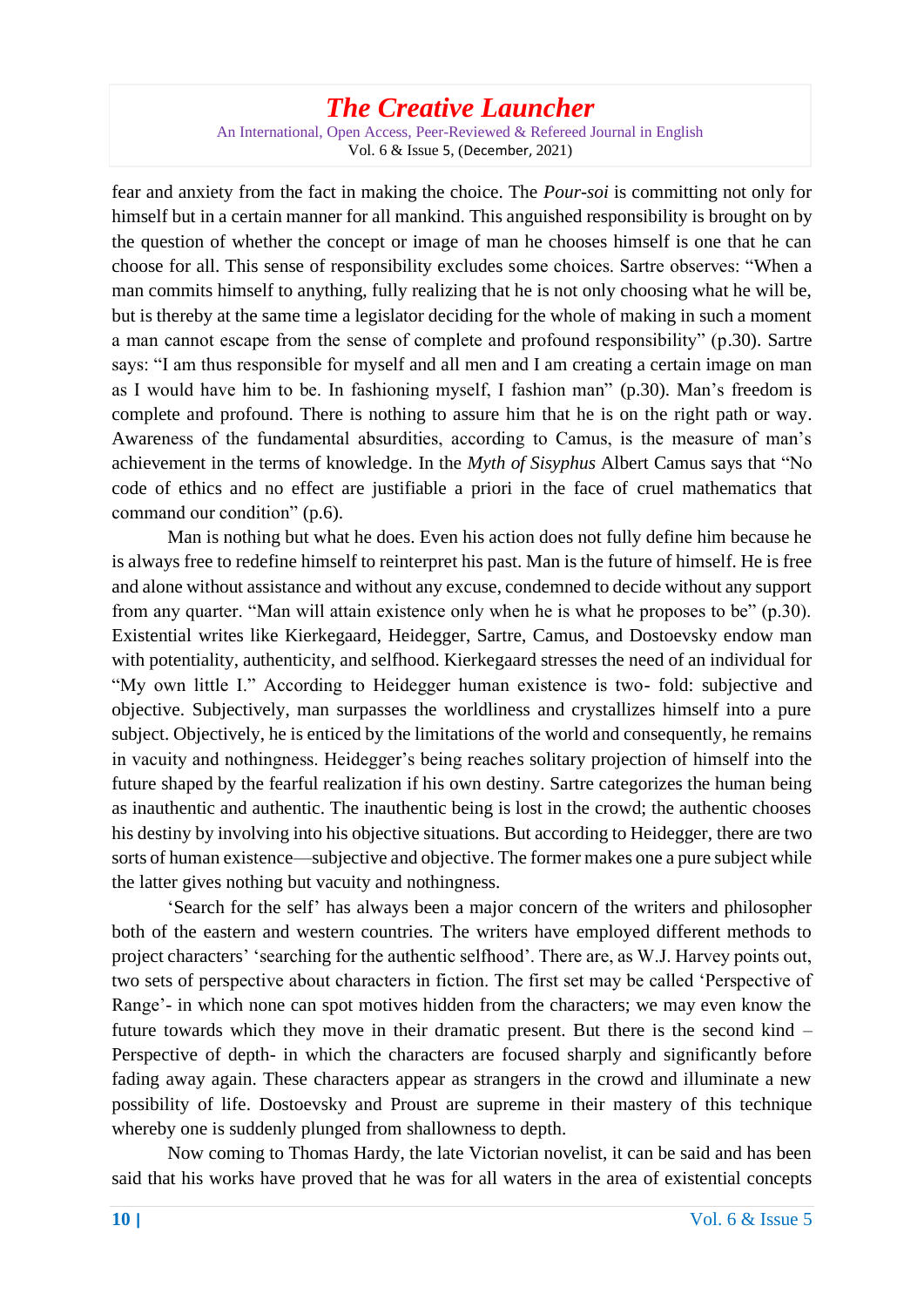fear and anxiety from the fact in making the choice. The *Pour-soi* is committing not only for himself but in a certain manner for all mankind. This anguished responsibility is brought on by the question of whether the concept or image of man he chooses himself is one that he can choose for all. This sense of responsibility excludes some choices. Sartre observes: "When a man commits himself to anything, fully realizing that he is not only choosing what he will be, but is thereby at the same time a legislator deciding for the whole of making in such a moment a man cannot escape from the sense of complete and profound responsibility" (p.30). Sartre says: "I am thus responsible for myself and all men and I am creating a certain image on man as I would have him to be. In fashioning myself, I fashion man" (p.30). Man's freedom is complete and profound. There is nothing to assure him that he is on the right path or way. Awareness of the fundamental absurdities, according to Camus, is the measure of man's achievement in the terms of knowledge. In the *Myth of Sisyphus* Albert Camus says that "No code of ethics and no effect are justifiable a priori in the face of cruel mathematics that command our condition" (p.6).

Man is nothing but what he does. Even his action does not fully define him because he is always free to redefine himself to reinterpret his past. Man is the future of himself. He is free and alone without assistance and without any excuse, condemned to decide without any support from any quarter. "Man will attain existence only when he is what he proposes to be" (p.30). Existential writes like Kierkegaard, Heidegger, Sartre, Camus, and Dostoevsky endow man with potentiality, authenticity, and selfhood. Kierkegaard stresses the need of an individual for "My own little I." According to Heidegger human existence is two- fold: subjective and objective. Subjectively, man surpasses the worldliness and crystallizes himself into a pure subject. Objectively, he is enticed by the limitations of the world and consequently, he remains in vacuity and nothingness. Heidegger's being reaches solitary projection of himself into the future shaped by the fearful realization if his own destiny. Sartre categorizes the human being as inauthentic and authentic. The inauthentic being is lost in the crowd; the authentic chooses his destiny by involving into his objective situations. But according to Heidegger, there are two sorts of human existence—subjective and objective. The former makes one a pure subject while the latter gives nothing but vacuity and nothingness.

'Search for the self' has always been a major concern of the writers and philosopher both of the eastern and western countries. The writers have employed different methods to project characters' 'searching for the authentic selfhood'. There are, as W.J. Harvey points out, two sets of perspective about characters in fiction. The first set may be called 'Perspective of Range'- in which none can spot motives hidden from the characters; we may even know the future towards which they move in their dramatic present. But there is the second kind – Perspective of depth- in which the characters are focused sharply and significantly before fading away again. These characters appear as strangers in the crowd and illuminate a new possibility of life. Dostoevsky and Proust are supreme in their mastery of this technique whereby one is suddenly plunged from shallowness to depth.

Now coming to Thomas Hardy, the late Victorian novelist, it can be said and has been said that his works have proved that he was for all waters in the area of existential concepts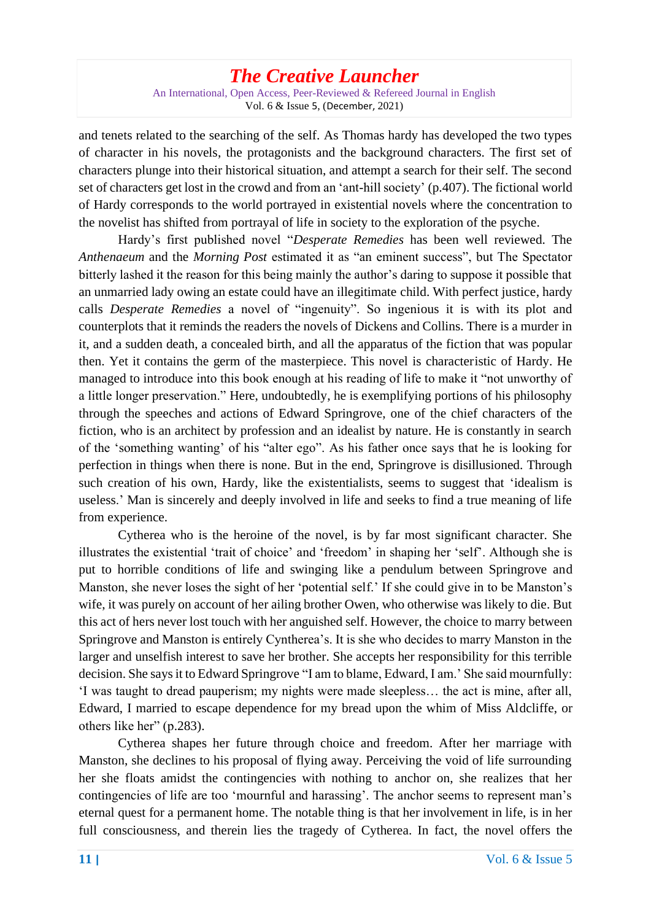and tenets related to the searching of the self. As Thomas hardy has developed the two types of character in his novels, the protagonists and the background characters. The first set of characters plunge into their historical situation, and attempt a search for their self. The second set of characters get lost in the crowd and from an 'ant-hill society' (p.407). The fictional world of Hardy corresponds to the world portrayed in existential novels where the concentration to the novelist has shifted from portrayal of life in society to the exploration of the psyche.

Hardy's first published novel "*Desperate Remedies* has been well reviewed. The *Anthenaeum* and the *Morning Post* estimated it as "an eminent success", but The Spectator bitterly lashed it the reason for this being mainly the author's daring to suppose it possible that an unmarried lady owing an estate could have an illegitimate child. With perfect justice, hardy calls *Desperate Remedies* a novel of "ingenuity". So ingenious it is with its plot and counterplots that it reminds the readers the novels of Dickens and Collins. There is a murder in it, and a sudden death, a concealed birth, and all the apparatus of the fiction that was popular then. Yet it contains the germ of the masterpiece. This novel is characteristic of Hardy. He managed to introduce into this book enough at his reading of life to make it "not unworthy of a little longer preservation." Here, undoubtedly, he is exemplifying portions of his philosophy through the speeches and actions of Edward Springrove, one of the chief characters of the fiction, who is an architect by profession and an idealist by nature. He is constantly in search of the 'something wanting' of his "alter ego". As his father once says that he is looking for perfection in things when there is none. But in the end, Springrove is disillusioned. Through such creation of his own, Hardy, like the existentialists, seems to suggest that 'idealism is useless.' Man is sincerely and deeply involved in life and seeks to find a true meaning of life from experience.

Cytherea who is the heroine of the novel, is by far most significant character. She illustrates the existential 'trait of choice' and 'freedom' in shaping her 'self'. Although she is put to horrible conditions of life and swinging like a pendulum between Springrove and Manston, she never loses the sight of her 'potential self.' If she could give in to be Manston's wife, it was purely on account of her ailing brother Owen, who otherwise was likely to die. But this act of hers never lost touch with her anguished self. However, the choice to marry between Springrove and Manston is entirely Cyntherea's. It is she who decides to marry Manston in the larger and unselfish interest to save her brother. She accepts her responsibility for this terrible decision. She says it to Edward Springrove "I am to blame, Edward, I am.' She said mournfully: 'I was taught to dread pauperism; my nights were made sleepless… the act is mine, after all, Edward, I married to escape dependence for my bread upon the whim of Miss Aldcliffe, or others like her" (p.283).

Cytherea shapes her future through choice and freedom. After her marriage with Manston, she declines to his proposal of flying away. Perceiving the void of life surrounding her she floats amidst the contingencies with nothing to anchor on, she realizes that her contingencies of life are too 'mournful and harassing'. The anchor seems to represent man's eternal quest for a permanent home. The notable thing is that her involvement in life, is in her full consciousness, and therein lies the tragedy of Cytherea. In fact, the novel offers the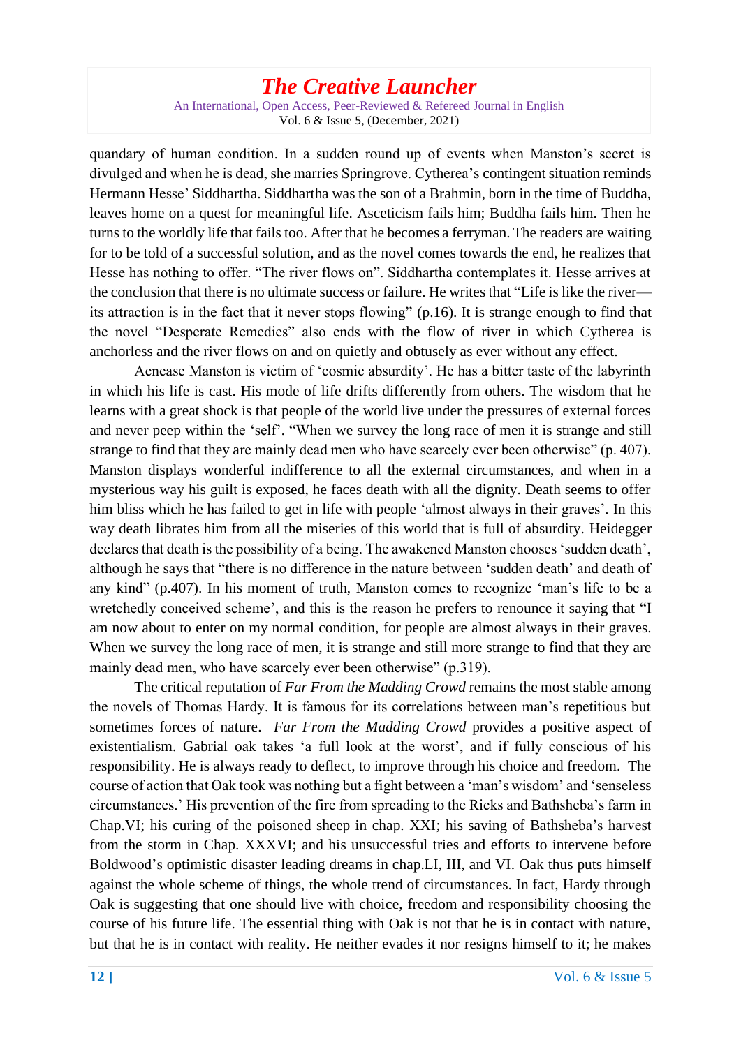quandary of human condition. In a sudden round up of events when Manston's secret is divulged and when he is dead, she marries Springrove. Cytherea's contingent situation reminds Hermann Hesse' Siddhartha. Siddhartha was the son of a Brahmin, born in the time of Buddha, leaves home on a quest for meaningful life. Asceticism fails him; Buddha fails him. Then he turns to the worldly life that fails too. After that he becomes a ferryman. The readers are waiting for to be told of a successful solution, and as the novel comes towards the end, he realizes that Hesse has nothing to offer. "The river flows on". Siddhartha contemplates it. Hesse arrives at the conclusion that there is no ultimate success or failure. He writes that "Life is like the river—its attraction is in the fact that it never stops flowing" (p.16). It is strange enough to find that the novel "Desperate Remedies" also ends with the flow of river in which Cytherea is anchorless and the river flows on and on quietly and obtusely as ever without any effect.

Aenease Manston is victim of 'cosmic absurdity'. He has a bitter taste of the labyrinth in which his life is cast. His mode of life drifts differently from others. The wisdom that he learns with a great shock is that people of the world live under the pressures of external forces and never peep within the 'self'. "When we survey the long race of men it is strange and still strange to find that they are mainly dead men who have scarcely ever been otherwise" (p. 407). Manston displays wonderful indifference to all the external circumstances, and when in a mysterious way his guilt is exposed, he faces death with all the dignity. Death seems to offer him bliss which he has failed to get in life with people 'almost always in their graves'. In this way death librates him from all the miseries of this world that is full of absurdity. Heidegger declares that death is the possibility of a being. The awakened Manston chooses 'sudden death', although he says that "there is no difference in the nature between 'sudden death' and death of any kind" (p.407). In his moment of truth, Manston comes to recognize 'man's life to be a wretchedly conceived scheme', and this is the reason he prefers to renounce it saying that "I am now about to enter on my normal condition, for people are almost always in their graves. When we survey the long race of men, it is strange and still more strange to find that they are mainly dead men, who have scarcely ever been otherwise" (p.319).

The critical reputation of *Far From the Madding Crowd* remains the most stable among the novels of Thomas Hardy. It is famous for its correlations between man's repetitious but sometimes forces of nature. *Far From the Madding Crowd* provides a positive aspect of existentialism. Gabrial oak takes 'a full look at the worst', and if fully conscious of his responsibility. He is always ready to deflect, to improve through his choice and freedom. The course of action that Oak took was nothing but a fight between a 'man's wisdom' and 'senseless circumstances.' His prevention of the fire from spreading to the Ricks and Bathsheba's farm in Chap.VI; his curing of the poisoned sheep in chap. XXI; his saving of Bathsheba's harvest from the storm in Chap. XXXVI; and his unsuccessful tries and efforts to intervene before Boldwood's optimistic disaster leading dreams in chap.LI, III, and VI. Oak thus puts himself against the whole scheme of things, the whole trend of circumstances. In fact, Hardy through Oak is suggesting that one should live with choice, freedom and responsibility choosing the course of his future life. The essential thing with Oak is not that he is in contact with nature, but that he is in contact with reality. He neither evades it nor resigns himself to it; he makes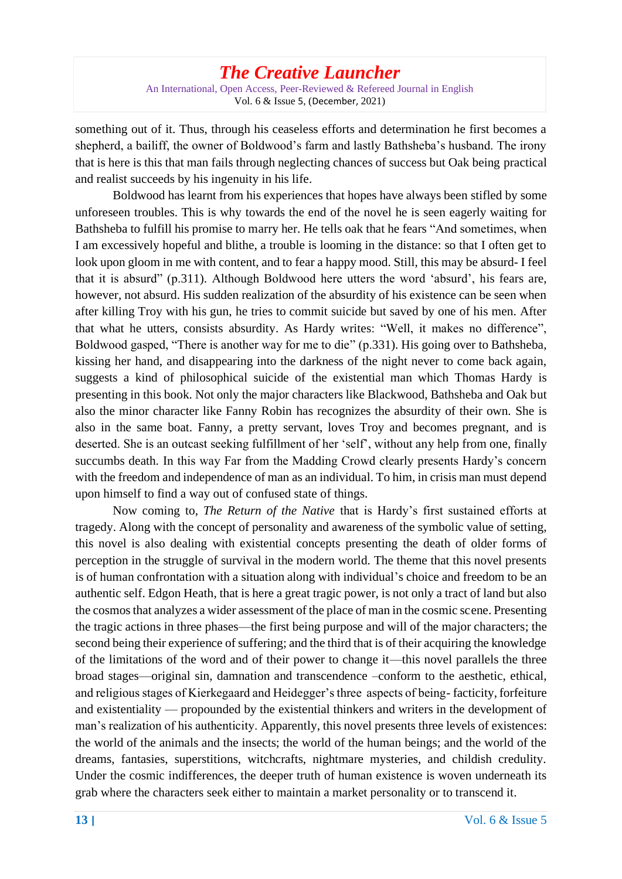something out of it. Thus, through his ceaseless efforts and determination he first becomes a shepherd, a bailiff, the owner of Boldwood's farm and lastly Bathsheba's husband. The irony that is here is this that man fails through neglecting chances of success but Oak being practical and realist succeeds by his ingenuity in his life.

Boldwood has learnt from his experiences that hopes have always been stifled by some unforeseen troubles. This is why towards the end of the novel he is seen eagerly waiting for Bathsheba to fulfill his promise to marry her. He tells oak that he fears "And sometimes, when I am excessively hopeful and blithe, a trouble is looming in the distance: so that I often get to look upon gloom in me with content, and to fear a happy mood. Still, this may be absurd- I feel that it is absurd" (p.311). Although Boldwood here utters the word 'absurd', his fears are, however, not absurd. His sudden realization of the absurdity of his existence can be seen when after killing Troy with his gun, he tries to commit suicide but saved by one of his men. After that what he utters, consists absurdity. As Hardy writes: "Well, it makes no difference", Boldwood gasped, "There is another way for me to die" (p.331). His going over to Bathsheba, kissing her hand, and disappearing into the darkness of the night never to come back again, suggests a kind of philosophical suicide of the existential man which Thomas Hardy is presenting in this book. Not only the major characters like Blackwood, Bathsheba and Oak but also the minor character like Fanny Robin has recognizes the absurdity of their own. She is also in the same boat. Fanny, a pretty servant, loves Troy and becomes pregnant, and is deserted. She is an outcast seeking fulfillment of her 'self', without any help from one, finally succumbs death. In this way Far from the Madding Crowd clearly presents Hardy's concern with the freedom and independence of man as an individual. To him, in crisis man must depend upon himself to find a way out of confused state of things.

Now coming to, *The Return of the Native* that is Hardy's first sustained efforts at tragedy. Along with the concept of personality and awareness of the symbolic value of setting, this novel is also dealing with existential concepts presenting the death of older forms of perception in the struggle of survival in the modern world. The theme that this novel presents is of human confrontation with a situation along with individual's choice and freedom to be an authentic self. Edgon Heath, that is here a great tragic power, is not only a tract of land but also the cosmos that analyzes a wider assessment of the place of man in the cosmic scene. Presenting the tragic actions in three phases—the first being purpose and will of the major characters; the second being their experience of suffering; and the third that is of their acquiring the knowledge of the limitations of the word and of their power to change it—this novel parallels the three broad stages—original sin, damnation and transcendence –conform to the aesthetic, ethical, and religious stages of Kierkegaard and Heidegger's three aspects of being- facticity, forfeiture and existentiality — propounded by the existential thinkers and writers in the development of man's realization of his authenticity. Apparently, this novel presents three levels of existences: the world of the animals and the insects; the world of the human beings; and the world of the dreams, fantasies, superstitions, witchcrafts, nightmare mysteries, and childish credulity. Under the cosmic indifferences, the deeper truth of human existence is woven underneath its grab where the characters seek either to maintain a market personality or to transcend it.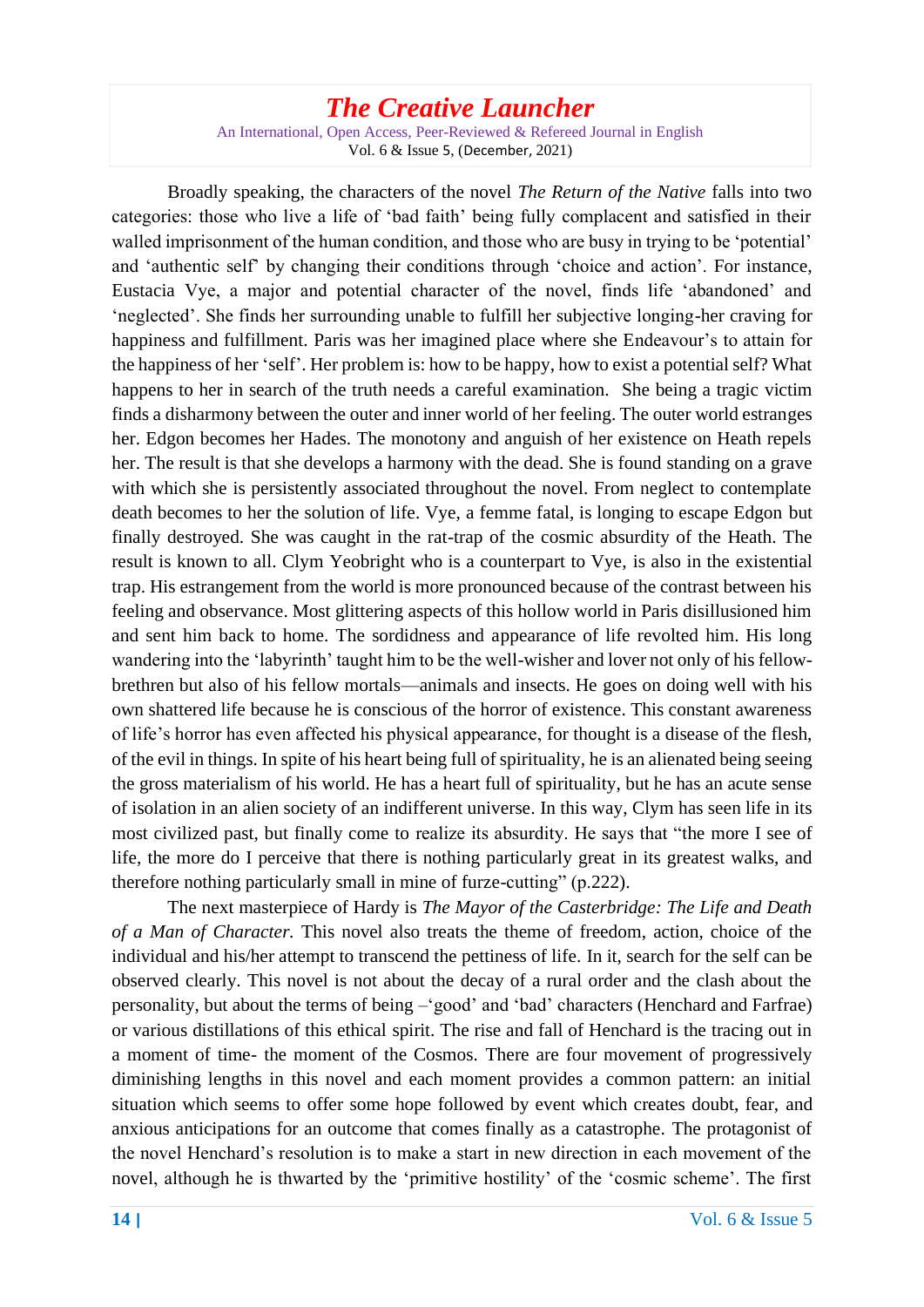Broadly speaking, the characters of the novel *The Return of the Native* falls into two categories: those who live a life of 'bad faith' being fully complacent and satisfied in their walled imprisonment of the human condition, and those who are busy in trying to be 'potential' and 'authentic self' by changing their conditions through 'choice and action'. For instance, Eustacia Vye, a major and potential character of the novel, finds life 'abandoned' and 'neglected'. She finds her surrounding unable to fulfill her subjective longing-her craving for happiness and fulfillment. Paris was her imagined place where she Endeavour's to attain for the happiness of her 'self'. Her problem is: how to be happy, how to exist a potential self? What happens to her in search of the truth needs a careful examination. She being a tragic victim finds a disharmony between the outer and inner world of her feeling. The outer world estranges her. Edgon becomes her Hades. The monotony and anguish of her existence on Heath repels her. The result is that she develops a harmony with the dead. She is found standing on a grave with which she is persistently associated throughout the novel. From neglect to contemplate death becomes to her the solution of life. Vye, a femme fatal, is longing to escape Edgon but finally destroyed. She was caught in the rat-trap of the cosmic absurdity of the Heath. The result is known to all. Clym Yeobright who is a counterpart to Vye, is also in the existential trap. His estrangement from the world is more pronounced because of the contrast between his feeling and observance. Most glittering aspects of this hollow world in Paris disillusioned him and sent him back to home. The sordidness and appearance of life revolted him. His long wandering into the 'labyrinth' taught him to be the well-wisher and lover not only of his fellow-brethren but also of his fellow mortals—animals and insects. He goes on doing well with his own shattered life because he is conscious of the horror of existence. This constant awareness of life's horror has even affected his physical appearance, for thought is a disease of the flesh, of the evil in things. In spite of his heart being full of spirituality, he is an alienated being seeing the gross materialism of his world. He has a heart full of spirituality, but he has an acute sense of isolation in an alien society of an indifferent universe. In this way, Clym has seen life in its most civilized past, but finally come to realize its absurdity. He says that "the more I see of life, the more do I perceive that there is nothing particularly great in its greatest walks, and therefore nothing particularly small in mine of furze-cutting" (p.222).

The next masterpiece of Hardy is *The Mayor of the Casterbridge: The Life and Death of a Man of Character*. This novel also treats the theme of freedom, action, choice of the individual and his/her attempt to transcend the pettiness of life. In it, search for the self can be observed clearly. This novel is not about the decay of a rural order and the clash about the personality, but about the terms of being –'good' and 'bad' characters (Henchard and Farfrae) or various distillations of this ethical spirit. The rise and fall of Henchard is the tracing out in a moment of time- the moment of the Cosmos. There are four movement of progressively diminishing lengths in this novel and each moment provides a common pattern: an initial situation which seems to offer some hope followed by event which creates doubt, fear, and anxious anticipations for an outcome that comes finally as a catastrophe. The protagonist of the novel Henchard's resolution is to make a start in new direction in each movement of the novel, although he is thwarted by the 'primitive hostility' of the 'cosmic scheme'. The first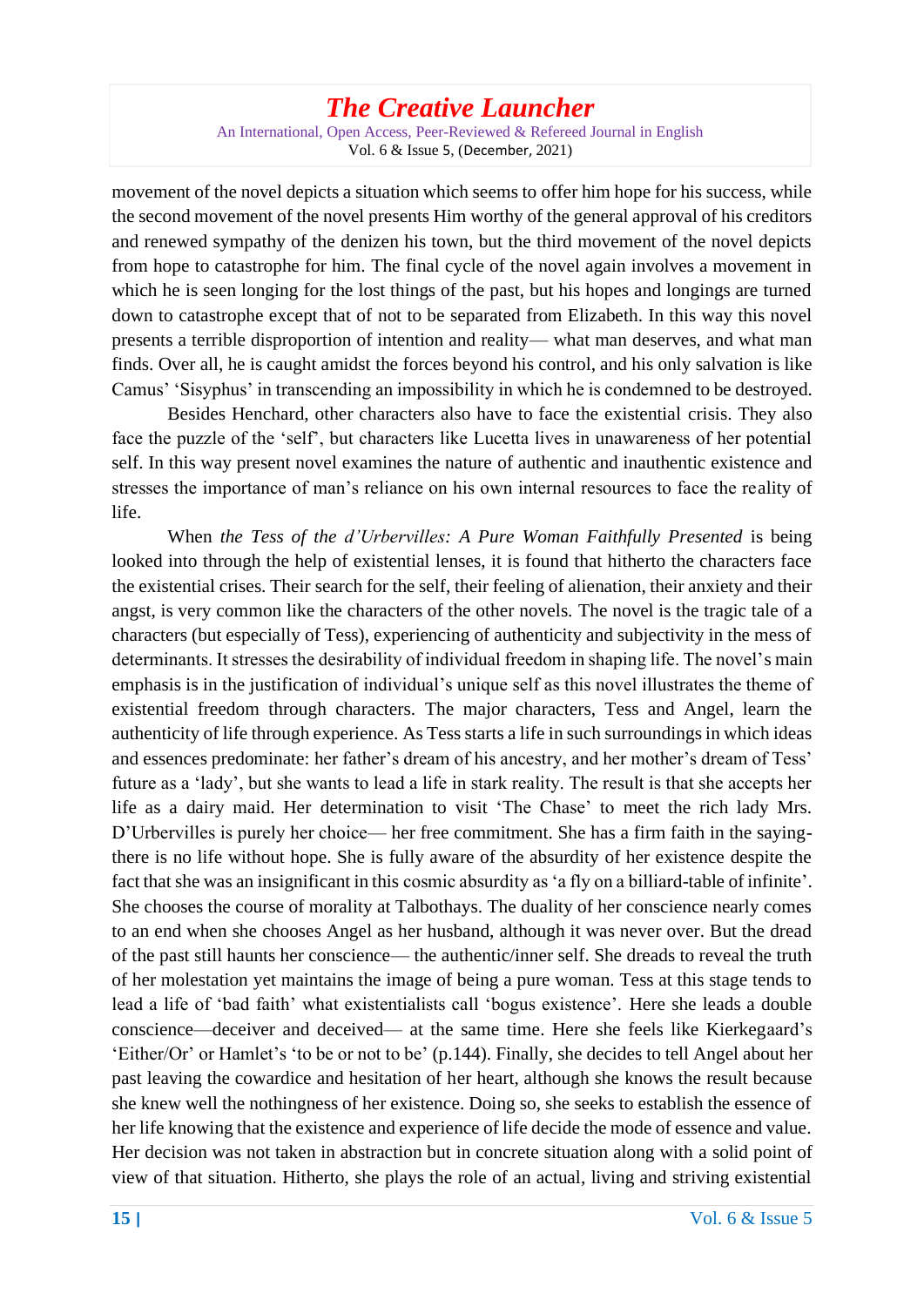movement of the novel depicts a situation which seems to offer him hope for his success, while the second movement of the novel presents Him worthy of the general approval of his creditors and renewed sympathy of the denizen his town, but the third movement of the novel depicts from hope to catastrophe for him. The final cycle of the novel again involves a movement in which he is seen longing for the lost things of the past, but his hopes and longings are turned down to catastrophe except that of not to be separated from Elizabeth. In this way this novel presents a terrible disproportion of intention and reality— what man deserves, and what man finds. Over all, he is caught amidst the forces beyond his control, and his only salvation is like Camus' 'Sisyphus' in transcending an impossibility in which he is condemned to be destroyed.

Besides Henchard, other characters also have to face the existential crisis. They also face the puzzle of the 'self', but characters like Lucetta lives in unawareness of her potential self. In this way present novel examines the nature of authentic and inauthentic existence and stresses the importance of man's reliance on his own internal resources to face the reality of life.

When *the Tess of the d'Urbervilles: A Pure Woman Faithfully Presented* is being looked into through the help of existential lenses, it is found that hitherto the characters face the existential crises. Their search for the self, their feeling of alienation, their anxiety and their angst, is very common like the characters of the other novels. The novel is the tragic tale of a characters (but especially of Tess), experiencing of authenticity and subjectivity in the mess of determinants. It stresses the desirability of individual freedom in shaping life. The novel's main emphasis is in the justification of individual's unique self as this novel illustrates the theme of existential freedom through characters. The major characters, Tess and Angel, learn the authenticity of life through experience. As Tess starts a life in such surroundings in which ideas and essences predominate: her father's dream of his ancestry, and her mother's dream of Tess' future as a 'lady', but she wants to lead a life in stark reality. The result is that she accepts her life as a dairy maid. Her determination to visit 'The Chase' to meet the rich lady Mrs. D'Urbervilles is purely her choice— her free commitment. She has a firm faith in the saying- there is no life without hope. She is fully aware of the absurdity of her existence despite the fact that she was an insignificant in this cosmic absurdity as 'a fly on a billiard-table of infinite'. She chooses the course of morality at Talbothays. The duality of her conscience nearly comes to an end when she chooses Angel as her husband, although it was never over. But the dread of the past still haunts her conscience— the authentic/inner self. She dreads to reveal the truth of her molestation yet maintains the image of being a pure woman. Tess at this stage tends to lead a life of 'bad faith' what existentialists call 'bogus existence'. Here she leads a double conscience—deceiver and deceived— at the same time. Here she feels like Kierkegaard's 'Either/Or' or Hamlet's 'to be or not to be' (p.144). Finally, she decides to tell Angel about her past leaving the cowardice and hesitation of her heart, although she knows the result because she knew well the nothingness of her existence. Doing so, she seeks to establish the essence of her life knowing that the existence and experience of life decide the mode of essence and value. Her decision was not taken in abstraction but in concrete situation along with a solid point of view of that situation. Hitherto, she plays the role of an actual, living and striving existential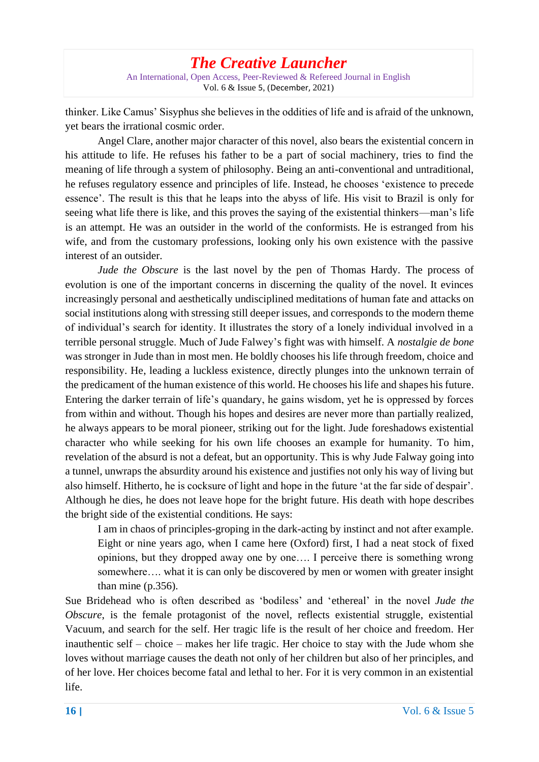thinker. Like Camus' Sisyphus she believes in the oddities of life and is afraid of the unknown, yet bears the irrational cosmic order.

Angel Clare, another major character of this novel, also bears the existential concern in his attitude to life. He refuses his father to be a part of social machinery, tries to find the meaning of life through a system of philosophy. Being an anti-conventional and untraditional, he refuses regulatory essence and principles of life. Instead, he chooses 'existence to precede essence'. The result is this that he leaps into the abyss of life. His visit to Brazil is only for seeing what life there is like, and this proves the saying of the existential thinkers—man's life is an attempt. He was an outsider in the world of the conformists. He is estranged from his wife, and from the customary professions, looking only his own existence with the passive interest of an outsider.

*Jude the Obscure* is the last novel by the pen of Thomas Hardy. The process of evolution is one of the important concerns in discerning the quality of the novel. It evinces increasingly personal and aesthetically undisciplined meditations of human fate and attacks on social institutions along with stressing still deeper issues, and corresponds to the modern theme of individual's search for identity. It illustrates the story of a lonely individual involved in a terrible personal struggle. Much of Jude Falwey's fight was with himself. A *nostalgie de bone* was stronger in Jude than in most men. He boldly chooses his life through freedom, choice and responsibility. He, leading a luckless existence, directly plunges into the unknown terrain of the predicament of the human existence of this world. He chooses his life and shapes his future. Entering the darker terrain of life's quandary, he gains wisdom, yet he is oppressed by forces from within and without. Though his hopes and desires are never more than partially realized, he always appears to be moral pioneer, striking out for the light. Jude foreshadows existential character who while seeking for his own life chooses an example for humanity. To him, revelation of the absurd is not a defeat, but an opportunity. This is why Jude Falway going into a tunnel, unwraps the absurdity around his existence and justifies not only his way of living but also himself. Hitherto, he is cocksure of light and hope in the future 'at the far side of despair'. Although he dies, he does not leave hope for the bright future. His death with hope describes the bright side of the existential conditions. He says:

> I am in chaos of principles-groping in the dark-acting by instinct and not after example. Eight or nine years ago, when I came here (Oxford) first, I had a neat stock of fixed opinions, but they dropped away one by one…. I perceive there is something wrong somewhere…. what it is can only be discovered by men or women with greater insight than mine (p.356).

Sue Bridehead who is often described as 'bodiless' and 'ethereal' in the novel *Jude the Obscure*, is the female protagonist of the novel, reflects existential struggle, existential Vacuum, and search for the self. Her tragic life is the result of her choice and freedom. Her inauthentic self – choice – makes her life tragic. Her choice to stay with the Jude whom she loves without marriage causes the death not only of her children but also of her principles, and of her love. Her choices become fatal and lethal to her. For it is very common in an existential life.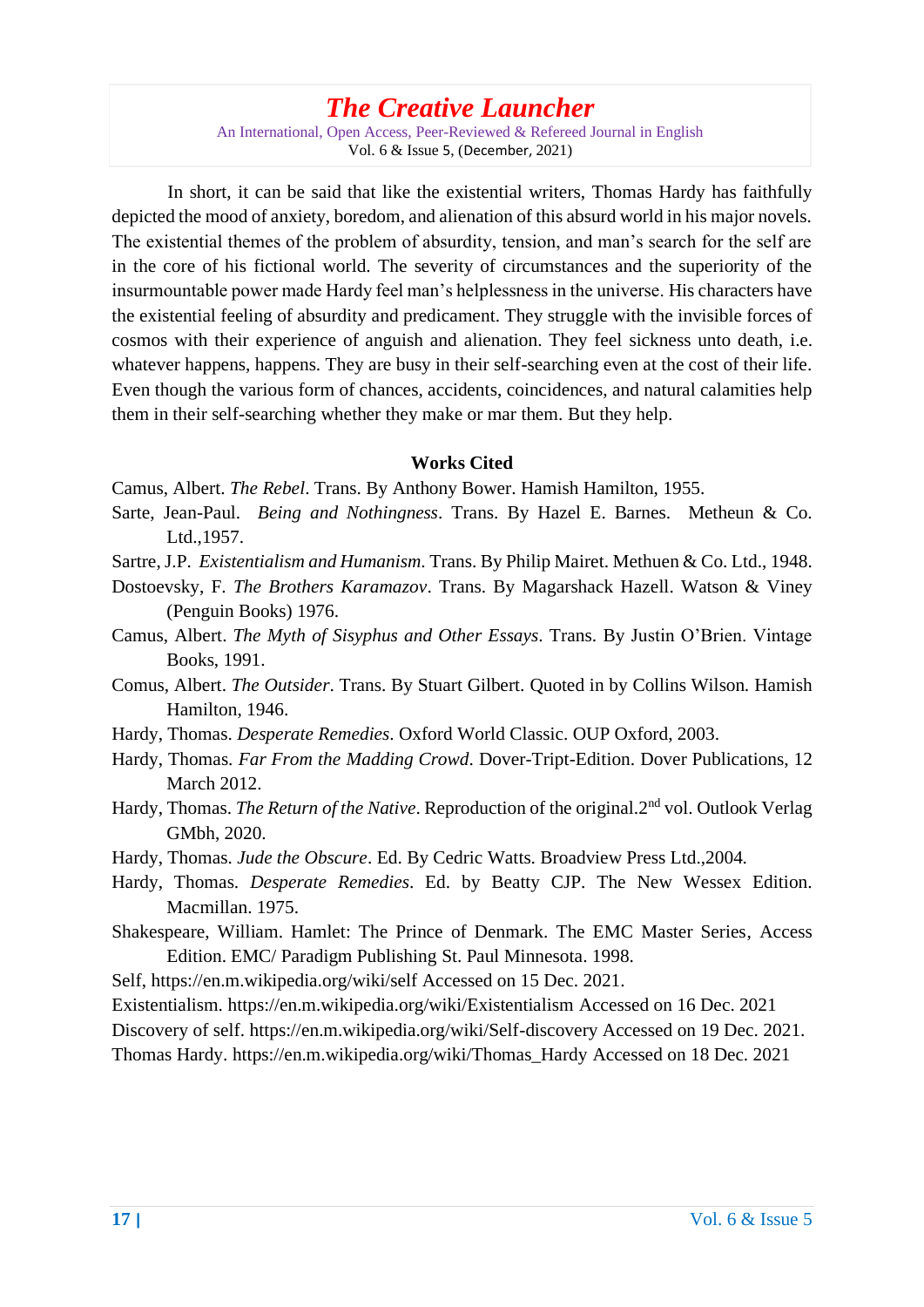In short, it can be said that like the existential writers, Thomas Hardy has faithfully depicted the mood of anxiety, boredom, and alienation of this absurd world in his major novels. The existential themes of the problem of absurdity, tension, and man's search for the self are in the core of his fictional world. The severity of circumstances and the superiority of the insurmountable power made Hardy feel man's helplessness in the universe. His characters have the existential feeling of absurdity and predicament. They struggle with the invisible forces of cosmos with their experience of anguish and alienation. They feel sickness unto death, i.e. whatever happens, happens. They are busy in their self-searching even at the cost of their life. Even though the various form of chances, accidents, coincidences, and natural calamities help them in their self-searching whether they make or mar them. But they help.

## Works Cited

Camus, Albert. *The Rebel*. Trans. By Anthony Bower. Hamish Hamilton, 1955.

Sarte, Jean-Paul. *Being and Nothingness*. Trans. By Hazel E. Barnes. Metheun & Co. Ltd.,1957.

Sartre, J.P. *Existentialism and Humanism*. Trans. By Philip Mairet. Methuen & Co. Ltd., 1948.

Dostoevsky, F. *The Brothers Karamazov*. Trans. By Magarshack Hazell. Watson & Viney (Penguin Books) 1976.

Camus, Albert. *The Myth of Sisyphus and Other Essays*. Trans. By Justin O'Brien. Vintage Books, 1991.

Comus, Albert. *The Outsider*. Trans. By Stuart Gilbert. Quoted in by Collins Wilson. Hamish Hamilton, 1946.

Hardy, Thomas. *Desperate Remedies*. Oxford World Classic. OUP Oxford, 2003.

Hardy, Thomas. *Far From the Madding Crowd*. Dover-Tript-Edition. Dover Publications, 12 March 2012.

Hardy, Thomas. *The Return of the Native*. Reproduction of the original.2nd vol. Outlook Verlag GMbh, 2020.

Hardy, Thomas. *Jude the Obscure*. Ed. By Cedric Watts. Broadview Press Ltd.,2004.

Hardy, Thomas. *Desperate Remedies*. Ed. by Beatty CJP. The New Wessex Edition. Macmillan. 1975.

Shakespeare, William. Hamlet: The Prince of Denmark. The EMC Master Series, Access Edition. EMC/ Paradigm Publishing St. Paul Minnesota. 1998.

Self, https://en.m.wikipedia.org/wiki/self Accessed on 15 Dec. 2021.

Existentialism. https://en.m.wikipedia.org/wiki/Existentialism Accessed on 16 Dec. 2021

Discovery of self. https://en.m.wikipedia.org/wiki/Self-discovery Accessed on 19 Dec. 2021.

Thomas Hardy. https://en.m.wikipedia.org/wiki/Thomas_Hardy Accessed on 18 Dec. 2021